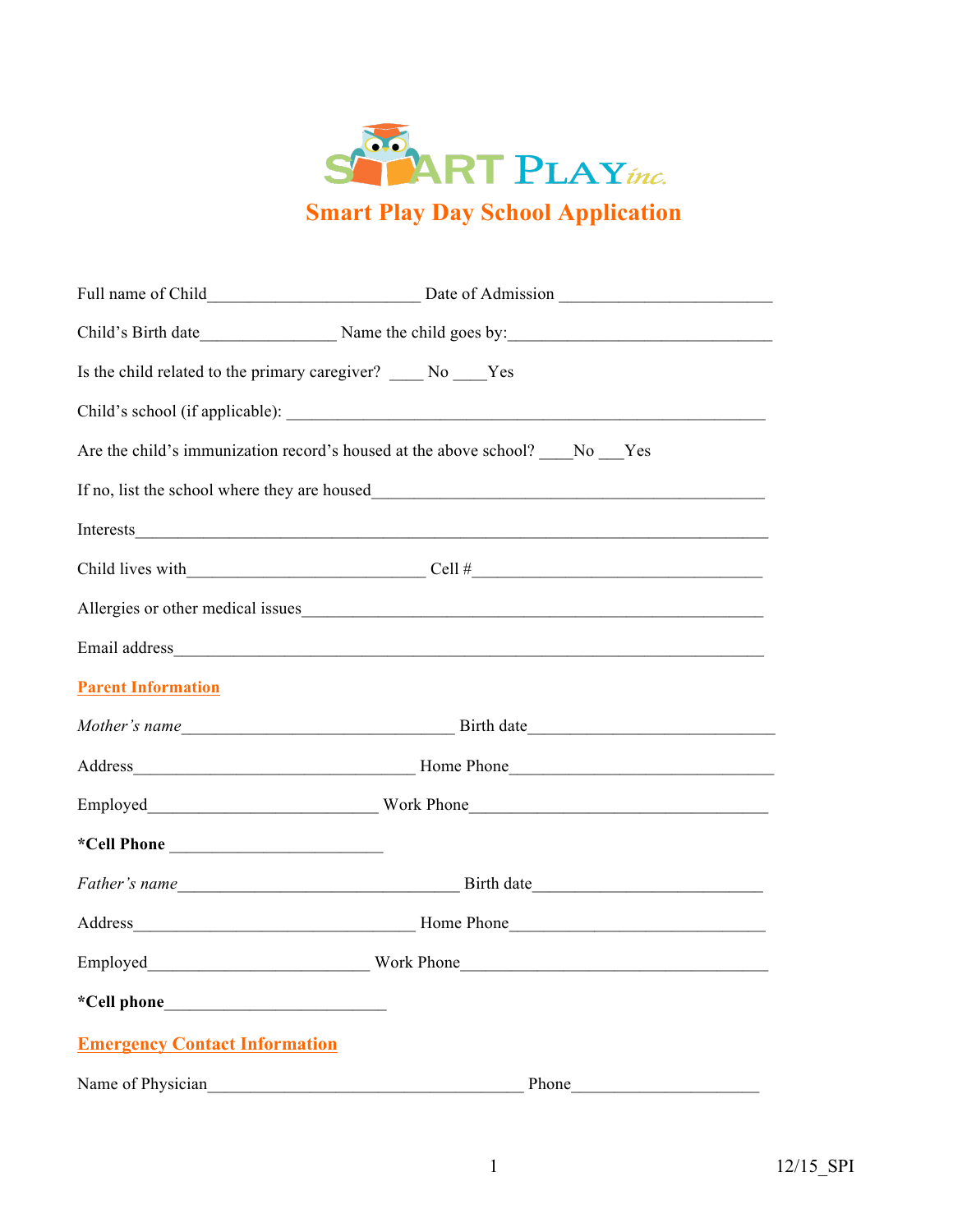SMART PLAY inc.

# Smart Play Day School Application

Full name of Child_________________________ Date of Admission _________________________

Child's Birth date________________ Name the child goes by:_______________________________

Is the child related to the primary caregiver? ____ No ____Yes

Child's school (if applicable): ________________________________________________________

Are the child's immunization record's housed at the above school? ____No ___Yes

If no, list the school where they are housed______________________________________________

Interests__________________________________________________________________________

Child lives with____________________________ Cell #__________________________________

Allergies or other medical issues_______________________________________________________

Email address______________________________________________________________________

## Parent Information

*Mother's name*________________________________ Birth date_____________________________

Address__________________________________ Home Phone_______________________________

Employed___________________________ Work Phone__________________________________

**\*Cell Phone** _________________________

*Father's name*_________________________________ Birth date___________________________

Address__________________________________ Home Phone______________________________

Employed__________________________ Work Phone___________________________________

**\*Cell phone**__________________________

## Emergency Contact Information

Name of Physician_____________________________________ Phone______________________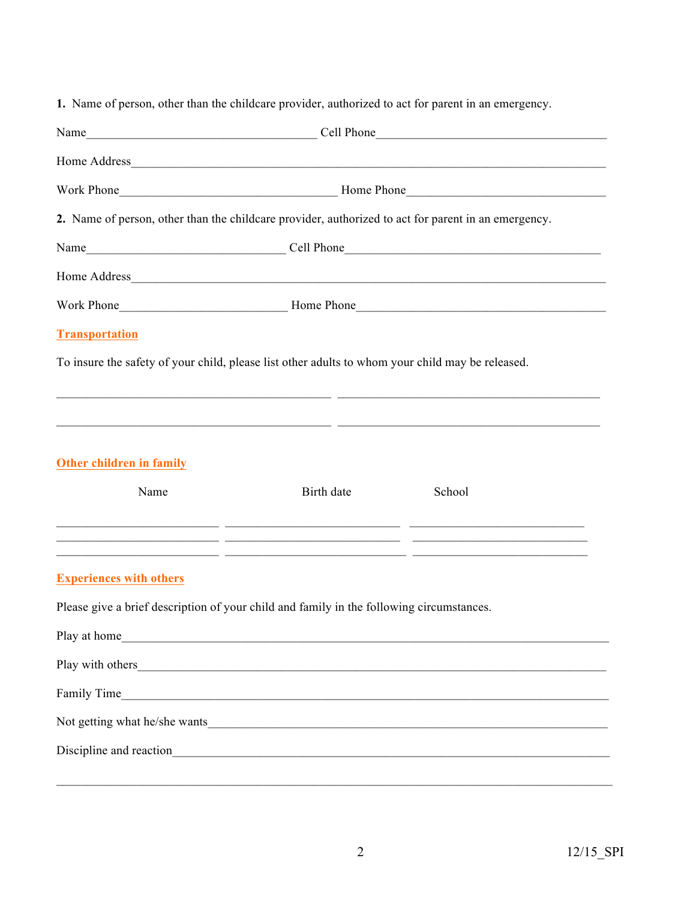**1.** Name of person, other than the childcare provider, authorized to act for parent in an emergency.

Name______________________________________ Cell Phone______________________________________

Home Address______________________________________________________________________________

Work Phone___________________________________ Home Phone_________________________________

**2.** Name of person, other than the childcare provider, authorized to act for parent in an emergency.

Name_________________________________ Cell Phone___________________________________________

Home Address______________________________________________________________________________

Work Phone____________________________ Home Phone__________________________________________

## Transportation

To insure the safety of your child, please list other adults to whom your child may be released.

_______________________________________________ _______________________________________________

_______________________________________________ _______________________________________________

## Other children in family

| Name | Birth date | School |
| --- | --- | --- |
| | | |
| | | |
| | | |

## Experiences with others

Please give a brief description of your child and family in the following circumstances.

Play at home______________________________________________________________________________

Play with others___________________________________________________________________________

Family Time______________________________________________________________________________

Not getting what he/she wants_______________________________________________________________

Discipline and reaction_____________________________________________________________________

_________________________________________________________________________________________

12/15_SPI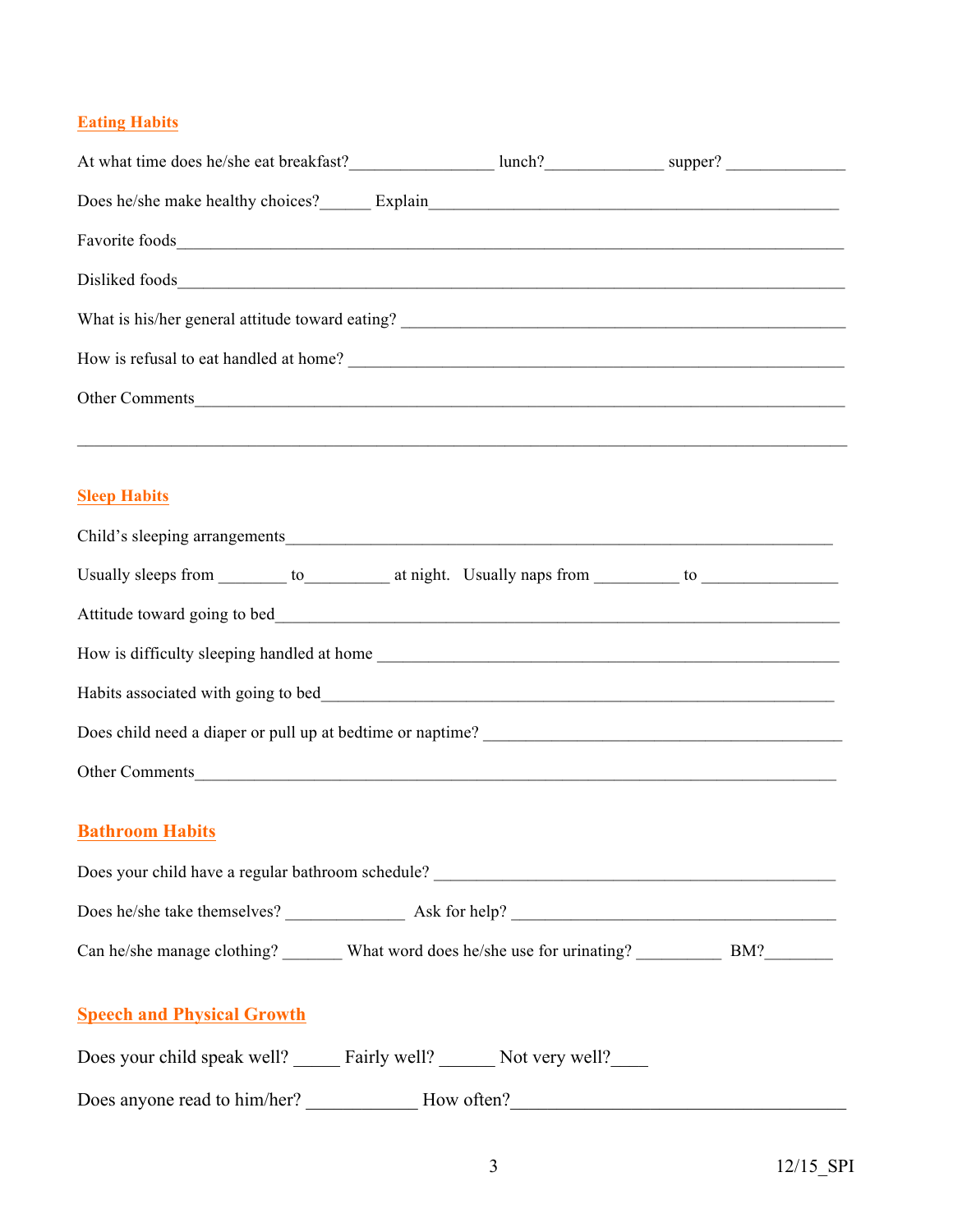## Eating Habits

At what time does he/she eat breakfast?_________________ lunch?______________ supper? ______________

Does he/she make healthy choices?______ Explain__________________________________________________

Favorite foods_________________________________________________________________________

Disliked foods_________________________________________________________________________

What is his/her general attitude toward eating? _____________________________________________

How is refusal to eat handled at home? ___________________________________________________

Other Comments________________________________________________________________________

_______________________________________________________________________________________

## Sleep Habits

Child's sleeping arrangements___________________________________________________________

Usually sleeps from ________ to__________ at night. Usually naps from __________ to ________________

Attitude toward going to bed_____________________________________________________________

How is difficulty sleeping handled at home _________________________________________________

Habits associated with going to bed_______________________________________________________

Does child need a diaper or pull up at bedtime or naptime? ___________________________________

Other Comments_______________________________________________________________________

## Bathroom Habits

Does your child have a regular bathroom schedule? _________________________________________

Does he/she take themselves? ______________ Ask for help? _________________________________

Can he/she manage clothing? _______ What word does he/she use for urinating? __________ BM?________

## Speech and Physical Growth

Does your child speak well? _____ Fairly well? ______ Not very well?____

Does anyone read to him/her? ____________ How often?______________________________________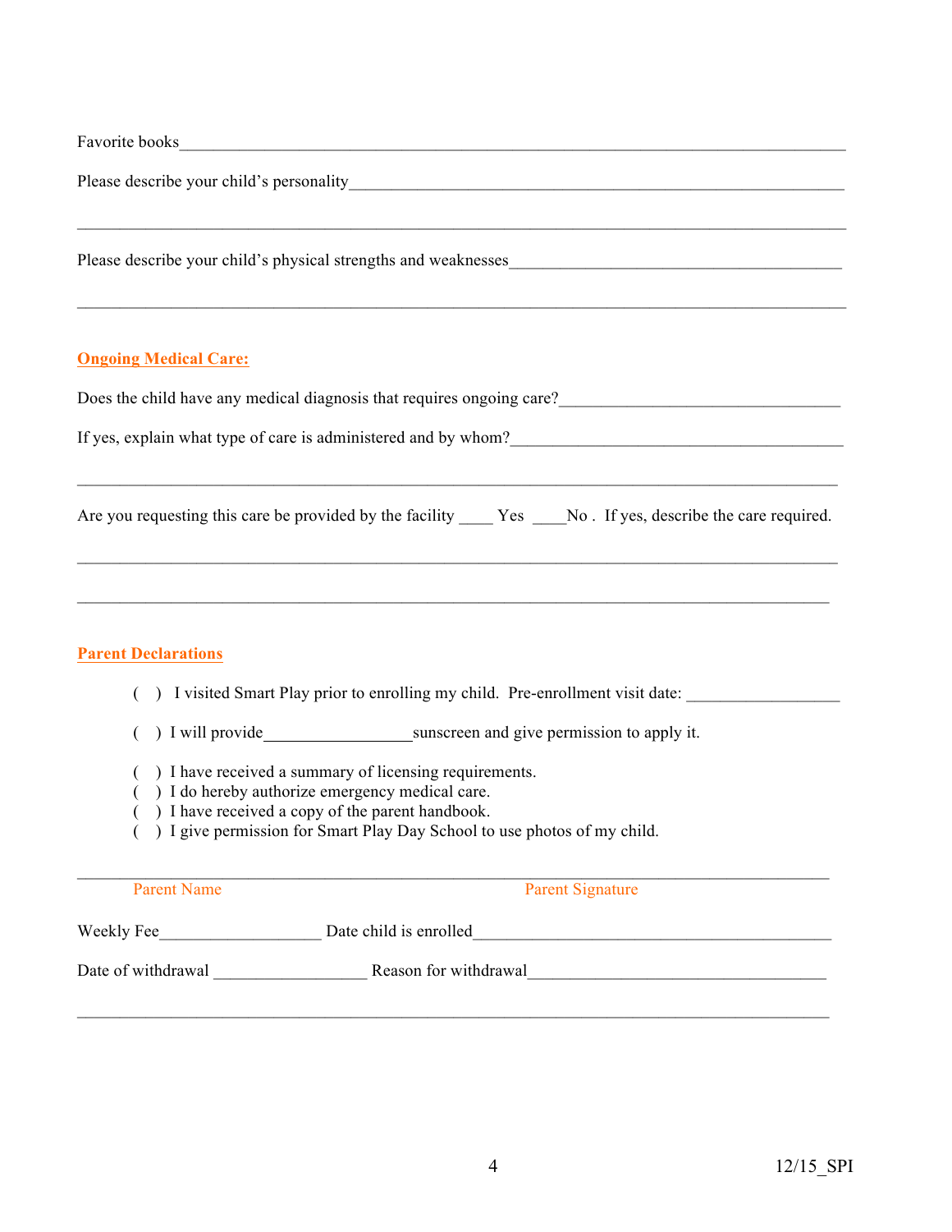Favorite books\_\_\_\_\_\_\_\_\_\_\_\_\_\_\_\_\_\_\_\_\_\_\_\_\_\_\_\_\_\_\_\_\_\_\_\_\_\_\_\_\_\_\_\_\_\_\_\_\_\_\_\_\_\_\_\_\_\_\_\_\_\_\_\_\_\_\_\_\_\_\_\_\_\_\_\_\_\_

Please describe your child's personality\_\_\_\_\_\_\_\_\_\_\_\_\_\_\_\_\_\_\_\_\_\_\_\_\_\_\_\_\_\_\_\_\_\_\_\_\_\_\_\_\_\_\_\_\_\_\_\_\_\_\_\_\_\_\_\_\_\_\_\_

\_\_\_\_\_\_\_\_\_\_\_\_\_\_\_\_\_\_\_\_\_\_\_\_\_\_\_\_\_\_\_\_\_\_\_\_\_\_\_\_\_\_\_\_\_\_\_\_\_\_\_\_\_\_\_\_\_\_\_\_\_\_\_\_\_\_\_\_\_\_\_\_\_\_\_\_\_\_\_\_\_\_\_\_\_\_\_\_\_\_\_\_

Please describe your child's physical strengths and weaknesses\_\_\_\_\_\_\_\_\_\_\_\_\_\_\_\_\_\_\_\_\_\_\_\_\_\_\_\_\_\_\_\_\_\_\_\_\_\_\_\_\_\_

\_\_\_\_\_\_\_\_\_\_\_\_\_\_\_\_\_\_\_\_\_\_\_\_\_\_\_\_\_\_\_\_\_\_\_\_\_\_\_\_\_\_\_\_\_\_\_\_\_\_\_\_\_\_\_\_\_\_\_\_\_\_\_\_\_\_\_\_\_\_\_\_\_\_\_\_\_\_\_\_\_\_\_\_\_\_\_\_\_\_\_\_

## Ongoing Medical Care:

Does the child have any medical diagnosis that requires ongoing care?\_\_\_\_\_\_\_\_\_\_\_\_\_\_\_\_\_\_\_\_\_\_\_\_\_\_\_\_\_\_\_\_\_\_

If yes, explain what type of care is administered and by whom?\_\_\_\_\_\_\_\_\_\_\_\_\_\_\_\_\_\_\_\_\_\_\_\_\_\_\_\_\_\_\_\_\_\_\_\_\_\_\_\_

\_\_\_\_\_\_\_\_\_\_\_\_\_\_\_\_\_\_\_\_\_\_\_\_\_\_\_\_\_\_\_\_\_\_\_\_\_\_\_\_\_\_\_\_\_\_\_\_\_\_\_\_\_\_\_\_\_\_\_\_\_\_\_\_\_\_\_\_\_\_\_\_\_\_\_\_\_\_\_\_\_\_\_\_\_\_\_\_\_\_\_

Are you requesting this care be provided by the facility \_\_\_\_ Yes \_\_\_\_No . If yes, describe the care required.

\_\_\_\_\_\_\_\_\_\_\_\_\_\_\_\_\_\_\_\_\_\_\_\_\_\_\_\_\_\_\_\_\_\_\_\_\_\_\_\_\_\_\_\_\_\_\_\_\_\_\_\_\_\_\_\_\_\_\_\_\_\_\_\_\_\_\_\_\_\_\_\_\_\_\_\_\_\_\_\_\_\_\_\_\_\_\_\_\_\_\_

\_\_\_\_\_\_\_\_\_\_\_\_\_\_\_\_\_\_\_\_\_\_\_\_\_\_\_\_\_\_\_\_\_\_\_\_\_\_\_\_\_\_\_\_\_\_\_\_\_\_\_\_\_\_\_\_\_\_\_\_\_\_\_\_\_\_\_\_\_\_\_\_\_\_\_\_\_\_\_\_\_\_\_\_\_\_\_\_\_\_

## Parent Declarations

( ) I visited Smart Play prior to enrolling my child. Pre-enrollment visit date: \_\_\_\_\_\_\_\_\_\_\_\_\_\_\_\_\_\_

( ) I will provide\_\_\_\_\_\_\_\_\_\_\_\_\_\_\_\_\_\_sunscreen and give permission to apply it.

( ) I have received a summary of licensing requirements.
( ) I do hereby authorize emergency medical care.
( ) I have received a copy of the parent handbook.
( ) I give permission for Smart Play Day School to use photos of my child.

\_\_\_\_\_\_\_\_\_\_\_\_\_\_\_\_\_\_\_\_\_\_\_\_\_\_\_\_\_\_\_\_\_\_\_\_\_\_\_\_\_\_\_\_\_\_\_\_\_\_\_\_\_\_\_\_\_\_\_\_\_\_\_\_\_\_\_\_\_\_\_\_\_\_\_\_\_\_\_\_\_\_\_\_\_\_\_\_\_\_

Parent Name                                        Parent Signature

Weekly Fee\_\_\_\_\_\_\_\_\_\_\_\_\_\_\_\_\_\_\_\_ Date child is enrolled\_\_\_\_\_\_\_\_\_\_\_\_\_\_\_\_\_\_\_\_\_\_\_\_\_\_\_\_\_\_\_\_\_\_\_\_\_\_\_\_\_\_\_\_

Date of withdrawal \_\_\_\_\_\_\_\_\_\_\_\_\_\_\_\_\_\_\_ Reason for withdrawal\_\_\_\_\_\_\_\_\_\_\_\_\_\_\_\_\_\_\_\_\_\_\_\_\_\_\_\_\_\_\_\_\_\_\_\_\_\_

\_\_\_\_\_\_\_\_\_\_\_\_\_\_\_\_\_\_\_\_\_\_\_\_\_\_\_\_\_\_\_\_\_\_\_\_\_\_\_\_\_\_\_\_\_\_\_\_\_\_\_\_\_\_\_\_\_\_\_\_\_\_\_\_\_\_\_\_\_\_\_\_\_\_\_\_\_\_\_\_\_\_\_\_\_\_\_\_\_\_

12/15_SPI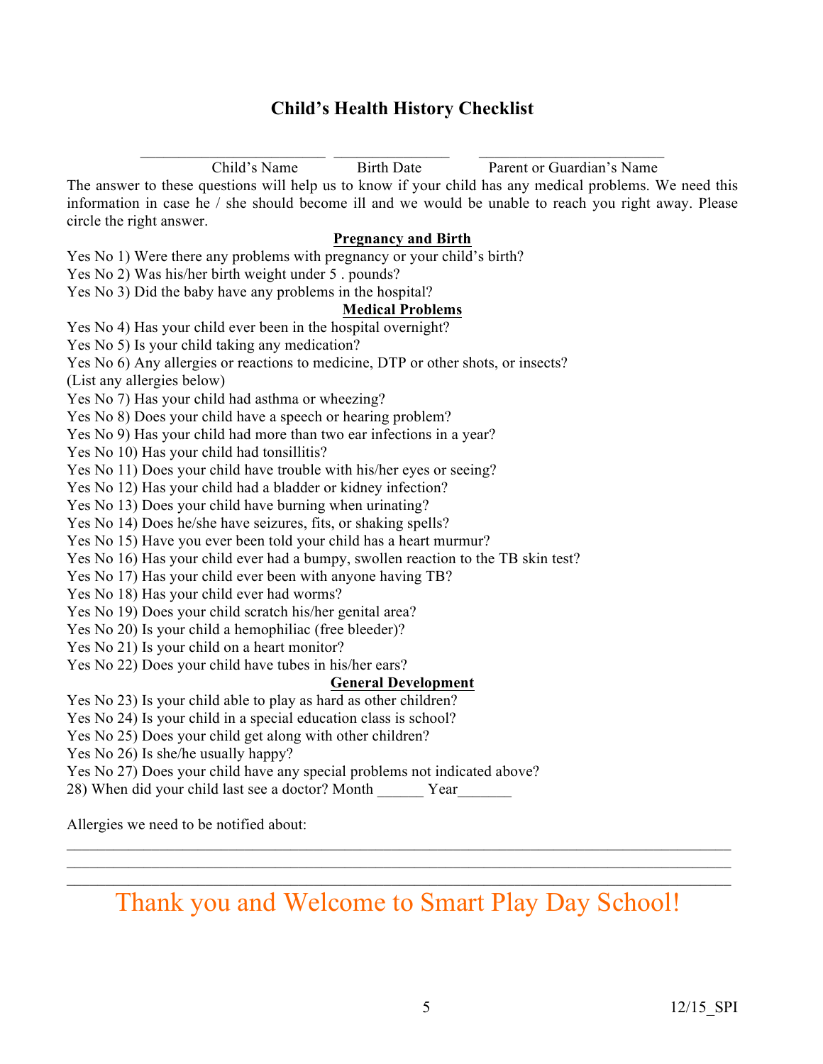# Child's Health History Checklist

\_\_\_\_\_\_\_\_\_\_\_\_\_\_\_\_\_\_\_\_\_\_\_ \_\_\_\_\_\_\_\_\_\_\_\_\_\_\_ \_\_\_\_\_\_\_\_\_\_\_\_\_\_\_\_\_\_\_\_\_\_\_

Child's Name Birth Date Parent or Guardian's Name

The answer to these questions will help us to know if your child has any medical problems. We need this information in case he / she should become ill and we would be unable to reach you right away. Please circle the right answer.

## Pregnancy and Birth

Yes No 1) Were there any problems with pregnancy or your child's birth?
Yes No 2) Was his/her birth weight under 5 . pounds?
Yes No 3) Did the baby have any problems in the hospital?

## Medical Problems

Yes No 4) Has your child ever been in the hospital overnight?
Yes No 5) Is your child taking any medication?
Yes No 6) Any allergies or reactions to medicine, DTP or other shots, or insects?
(List any allergies below)
Yes No 7) Has your child had asthma or wheezing?
Yes No 8) Does your child have a speech or hearing problem?
Yes No 9) Has your child had more than two ear infections in a year?
Yes No 10) Has your child had tonsillitis?
Yes No 11) Does your child have trouble with his/her eyes or seeing?
Yes No 12) Has your child had a bladder or kidney infection?
Yes No 13) Does your child have burning when urinating?
Yes No 14) Does he/she have seizures, fits, or shaking spells?
Yes No 15) Have you ever been told your child has a heart murmur?
Yes No 16) Has your child ever had a bumpy, swollen reaction to the TB skin test?
Yes No 17) Has your child ever been with anyone having TB?
Yes No 18) Has your child ever had worms?
Yes No 19) Does your child scratch his/her genital area?
Yes No 20) Is your child a hemophiliac (free bleeder)?
Yes No 21) Is your child on a heart monitor?
Yes No 22) Does your child have tubes in his/her ears?

## General Development

Yes No 23) Is your child able to play as hard as other children?
Yes No 24) Is your child in a special education class is school?
Yes No 25) Does your child get along with other children?
Yes No 26) Is she/he usually happy?
Yes No 27) Does your child have any special problems not indicated above?
28) When did your child last see a doctor? Month \_\_\_\_\_\_ Year\_\_\_\_\_\_\_

Allergies we need to be notified about:

\_\_\_\_\_\_\_\_\_\_\_\_\_\_\_\_\_\_\_\_\_\_\_\_\_\_\_\_\_\_\_\_\_\_\_\_\_\_\_\_\_\_\_\_\_\_\_\_\_\_\_\_\_\_\_\_\_\_\_\_\_\_\_\_\_\_\_\_\_\_\_\_\_\_\_\_
\_\_\_\_\_\_\_\_\_\_\_\_\_\_\_\_\_\_\_\_\_\_\_\_\_\_\_\_\_\_\_\_\_\_\_\_\_\_\_\_\_\_\_\_\_\_\_\_\_\_\_\_\_\_\_\_\_\_\_\_\_\_\_\_\_\_\_\_\_\_\_\_\_\_\_\_
\_\_\_\_\_\_\_\_\_\_\_\_\_\_\_\_\_\_\_\_\_\_\_\_\_\_\_\_\_\_\_\_\_\_\_\_\_\_\_\_\_\_\_\_\_\_\_\_\_\_\_\_\_\_\_\_\_\_\_\_\_\_\_\_\_\_\_\_\_\_\_\_\_\_\_\_

Thank you and Welcome to Smart Play Day School!

12/15_SPI